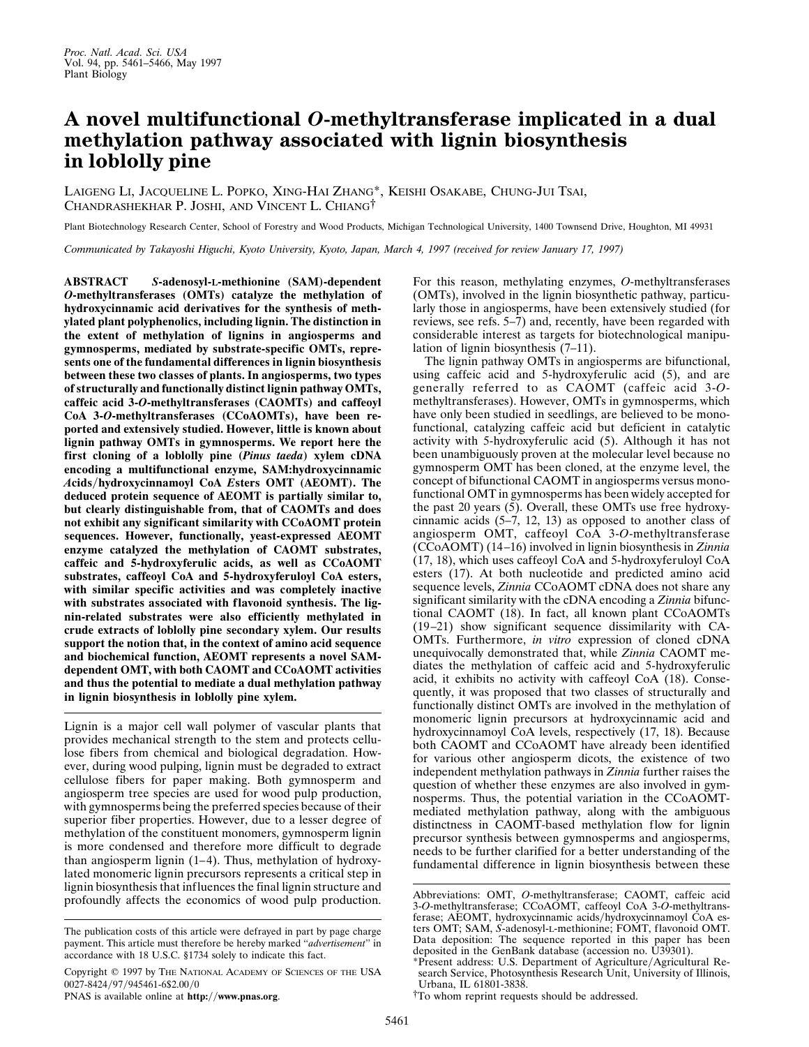# A novel multifunctional *O*-methyltransferase implicated in a dual methylation pathway associated with lignin biosynthesis in loblolly pine

LAIGENG LI, JACQUELINE L. POPKO, XING-HAI ZHANG*, KEISHI OSAKABE, CHUNG-JUI TSAI, CHANDRASHEKHAR P. JOSHI, AND VINCENT L. CHIANG†

Plant Biotechnology Research Center, School of Forestry and Wood Products, Michigan Technological University, 1400 Townsend Drive, Houghton, MI 49931

*Communicated by Takayoshi Higuchi, Kyoto University, Kyoto, Japan, March 4, 1997 (received for review January 17, 1997)*

**ABSTRACT** ***S*-adenosyl-L-methionine (SAM)-dependent *O*-methyltransferases (OMTs) catalyze the methylation of hydroxycinnamic acid derivatives for the synthesis of methylated plant polyphenolics, including lignin. The distinction in the extent of methylation of lignins in angiosperms and gymnosperms, mediated by substrate-specific OMTs, represents one of the fundamental differences in lignin biosynthesis between these two classes of plants. In angiosperms, two types of structurally and functionally distinct lignin pathway OMTs, caffeic acid 3-*O*-methyltransferases (CAOMTs) and caffeoyl CoA 3-*O*-methyltransferases (CCoAOMTs), have been reported and extensively studied. However, little is known about lignin pathway OMTs in gymnosperms. We report here the first cloning of a loblolly pine (*Pinus taeda*) xylem cDNA encoding a multifunctional enzyme, SAM:hydroxycinnamic *A*cids/hydroxycinnamoyl CoA *E*sters OMT (AEOMT). The deduced protein sequence of AEOMT is partially similar to, but clearly distinguishable from, that of CAOMTs and does not exhibit any significant similarity with CCoAOMT protein sequences. However, functionally, yeast-expressed AEOMT enzyme catalyzed the methylation of CAOMT substrates, caffeic and 5-hydroxyferulic acids, as well as CCoAOMT substrates, caffeoyl CoA and 5-hydroxyferuloyl CoA esters, with similar specific activities and was completely inactive with substrates associated with flavonoid synthesis. The lignin-related substrates were also efficiently methylated in crude extracts of loblolly pine secondary xylem. Our results support the notion that, in the context of amino acid sequence and biochemical function, AEOMT represents a novel SAM-dependent OMT, with both CAOMT and CCoAOMT activities and thus the potential to mediate a dual methylation pathway in lignin biosynthesis in loblolly pine xylem.**

Lignin is a major cell wall polymer of vascular plants that provides mechanical strength to the stem and protects cellulose fibers from chemical and biological degradation. However, during wood pulping, lignin must be degraded to extract cellulose fibers for paper making. Both gymnosperm and angiosperm tree species are used for wood pulp production, with gymnosperms being the preferred species because of their superior fiber properties. However, due to a lesser degree of methylation of the constituent monomers, gymnosperm lignin is more condensed and therefore more difficult to degrade than angiosperm lignin (1–4). Thus, methylation of hydroxylated monomeric lignin precursors represents a critical step in lignin biosynthesis that influences the final lignin structure and profoundly affects the economics of wood pulp production. For this reason, methylating enzymes, *O*-methyltransferases (OMTs), involved in the lignin biosynthetic pathway, particularly those in angiosperms, have been extensively studied (for reviews, see refs. 5–7) and, recently, have been regarded with considerable interest as targets for biotechnological manipulation of lignin biosynthesis (7–11).

The lignin pathway OMTs in angiosperms are bifunctional, using caffeic acid and 5-hydroxyferulic acid (5), and are generally referred to as CAOMT (caffeic acid 3-*O*-methyltransferases). However, OMTs in gymnosperms, which have only been studied in seedlings, are believed to be monofunctional, catalyzing caffeic acid but deficient in catalytic activity with 5-hydroxyferulic acid (5). Although it has not been unambiguously proven at the molecular level because no gymnosperm OMT has been cloned, at the enzyme level, the concept of bifunctional CAOMT in angiosperms versus monofunctional OMT in gymnosperms has been widely accepted for the past 20 years (5). Overall, these OMTs use free hydroxycinnamic acids (5–7, 12, 13) as opposed to another class of angiosperm OMT, caffeoyl CoA 3-*O*-methyltransferase (CCoAOMT) (14–16) involved in lignin biosynthesis in *Zinnia* (17, 18), which uses caffeoyl CoA and 5-hydroxyferuloyl CoA esters (17). At both nucleotide and predicted amino acid sequence levels, *Zinnia* CCoAOMT cDNA does not share any significant similarity with the cDNA encoding a *Zinnia* bifunctional CAOMT (18). In fact, all known plant CCoAOMTs (19–21) show significant sequence dissimilarity with CAOMTs. Furthermore, *in vitro* expression of cloned cDNA unequivocally demonstrated that, while *Zinnia* CAOMT mediates the methylation of caffeic acid and 5-hydroxyferulic acid, it exhibits no activity with caffeoyl CoA (18). Consequently, it was proposed that two classes of structurally and functionally distinct OMTs are involved in the methylation of monomeric lignin precursors at hydroxycinnamic acid and hydroxycinnamoyl CoA levels, respectively (17, 18). Because both CAOMT and CCoAOMT have already been identified for various other angiosperm dicots, the existence of two independent methylation pathways in *Zinnia* further raises the question of whether these enzymes are also involved in gymnosperms. Thus, the potential variation in the CCoAOMT-mediated methylation pathway, along with the ambiguous distinctness in CAOMT-based methylation flow for lignin precursor synthesis between gymnosperms and angiosperms, needs to be further clarified for a better understanding of the fundamental difference in lignin biosynthesis between these

---

The publication costs of this article were defrayed in part by page charge payment. This article must therefore be hereby marked "*advertisement*" in accordance with 18 U.S.C. §1734 solely to indicate this fact.

Copyright © 1997 by THE NATIONAL ACADEMY OF SCIENCES OF THE USA 0027-8424/97/945461-6$2.00/0

PNAS is available online at **http://www.pnas.org**.

Abbreviations: OMT, *O*-methyltransferase; CAOMT, caffeic acid 3-*O*-methyltransferase; CCoAOMT, caffeoyl CoA 3-*O*-methyltransferase; AEOMT, hydroxycinnamic acids/hydroxycinnamoyl CoA esters OMT; SAM, *S*-adenosyl-L-methionine; FOMT, flavonoid OMT.

Data deposition: The sequence reported in this paper has been deposited in the GenBank database (accession no. U39301).

*Present address: U.S. Department of Agriculture/Agricultural Research Service, Photosynthesis Research Unit, University of Illinois, Urbana, IL 61801-3838.

†To whom reprint requests should be addressed.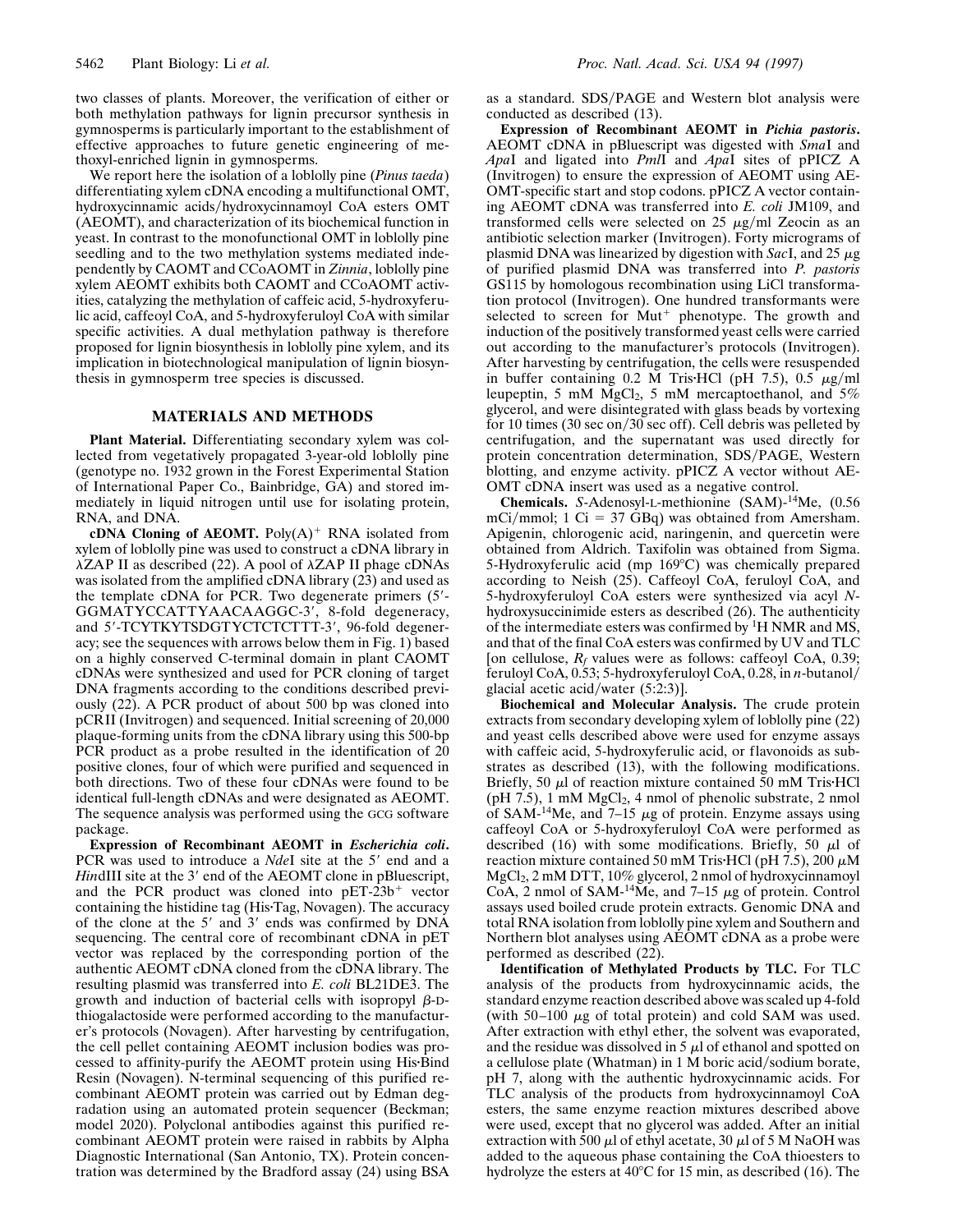two classes of plants. Moreover, the verification of either or both methylation pathways for lignin precursor synthesis in gymnosperms is particularly important to the establishment of effective approaches to future genetic engineering of methoxyl-enriched lignin in gymnosperms.

We report here the isolation of a loblolly pine (*Pinus taeda*) differentiating xylem cDNA encoding a multifunctional OMT, hydroxycinnamic acids/hydroxycinnamoyl CoA esters OMT (AEOMT), and characterization of its biochemical function in yeast. In contrast to the monofunctional OMT in loblolly pine seedling and to the two methylation systems mediated independently by CAOMT and CCoAOMT in *Zinnia*, loblolly pine xylem AEOMT exhibits both CAOMT and CCoAOMT activities, catalyzing the methylation of caffeic acid, 5-hydroxyferulic acid, caffeoyl CoA, and 5-hydroxyferuloyl CoA with similar specific activities. A dual methylation pathway is therefore proposed for lignin biosynthesis in loblolly pine xylem, and its implication in biotechnological manipulation of lignin biosynthesis in gymnosperm tree species is discussed.

## MATERIALS AND METHODS

**Plant Material.** Differentiating secondary xylem was collected from vegetatively propagated 3-year-old loblolly pine (genotype no. 1932 grown in the Forest Experimental Station of International Paper Co., Bainbridge, GA) and stored immediately in liquid nitrogen until use for isolating protein, RNA, and DNA.

**cDNA Cloning of AEOMT.** Poly(A)$^+$ RNA isolated from xylem of loblolly pine was used to construct a cDNA library in λZAP II as described (22). A pool of λZAP II phage cDNAs was isolated from the amplified cDNA library (23) and used as the template cDNA for PCR. Two degenerate primers (5′-GGMATYCCATTYAACAAGGC-3′, 8-fold degeneracy, and 5′-TCYTKYTSDGTYCTCTCTTT-3′, 96-fold degeneracy; see the sequences with arrows below them in Fig. 1) based on a highly conserved C-terminal domain in plant CAOMT cDNAs were synthesized and used for PCR cloning of target DNA fragments according to the conditions described previously (22). A PCR product of about 500 bp was cloned into pCRII (Invitrogen) and sequenced. Initial screening of 20,000 plaque-forming units from the cDNA library using this 500-bp PCR product as a probe resulted in the identification of 20 positive clones, four of which were purified and sequenced in both directions. Two of these four cDNAs were found to be identical full-length cDNAs and were designated as AEOMT. The sequence analysis was performed using the GCG software package.

**Expression of Recombinant AEOMT in *Escherichia coli*.** PCR was used to introduce a *Nde*I site at the 5′ end and a *Hin*dIII site at the 3′ end of the AEOMT clone in pBluescript, and the PCR product was cloned into pET-23b$^+$ vector containing the histidine tag (His·Tag, Novagen). The accuracy of the clone at the 5′ and 3′ ends was confirmed by DNA sequencing. The central core of recombinant cDNA in pET vector was replaced by the corresponding portion of the authentic AEOMT cDNA cloned from the cDNA library. The resulting plasmid was transferred into *E. coli* BL21DE3. The growth and induction of bacterial cells with isopropyl β-D-thiogalactoside were performed according to the manufacturer's protocols (Novagen). After harvesting by centrifugation, the cell pellet containing AEOMT inclusion bodies was processed to affinity-purify the AEOMT protein using His·Bind Resin (Novagen). N-terminal sequencing of this purified recombinant AEOMT protein was carried out by Edman degradation using an automated protein sequencer (Beckman; model 2020). Polyclonal antibodies against this purified recombinant AEOMT protein were raised in rabbits by Alpha Diagnostic International (San Antonio, TX). Protein concentration was determined by the Bradford assay (24) using BSA as a standard. SDS/PAGE and Western blot analysis were conducted as described (13).

**Expression of Recombinant AEOMT in *Pichia pastoris*.** AEOMT cDNA in pBluescript was digested with *Sma*I and *Apa*I and ligated into *Pml*I and *Apa*I sites of pPICZ A (Invitrogen) to ensure the expression of AEOMT using AEOMT-specific start and stop codons. pPICZ A vector containing AEOMT cDNA was transferred into *E. coli* JM109, and transformed cells were selected on 25 μg/ml Zeocin as an antibiotic selection marker (Invitrogen). Forty micrograms of plasmid DNA was linearized by digestion with *Sac*I, and 25 μg of purified plasmid DNA was transferred into *P. pastoris* GS115 by homologous recombination using LiCl transformation protocol (Invitrogen). One hundred transformants were selected to screen for Mut$^+$ phenotype. The growth and induction of the positively transformed yeast cells were carried out according to the manufacturer's protocols (Invitrogen). After harvesting by centrifugation, the cells were resuspended in buffer containing 0.2 M Tris·HCl (pH 7.5), 0.5 μg/ml leupeptin, 5 mM $MgCl_2$, 5 mM mercaptoethanol, and 5% glycerol, and were disintegrated with glass beads by vortexing for 10 times (30 sec on/30 sec off). Cell debris was pelleted by centrifugation, and the supernatant was used directly for protein concentration determination, SDS/PAGE, Western blotting, and enzyme activity. pPICZ A vector without AEOMT cDNA insert was used as a negative control.

**Chemicals.** *S*-Adenosyl-L-methionine (SAM)-$^{14}$Me, (0.56 mCi/mmol; 1 Ci = 37 GBq) was obtained from Amersham. Apigenin, chlorogenic acid, naringenin, and quercetin were obtained from Aldrich. Taxifolin was obtained from Sigma. 5-Hydroxyferulic acid (mp 169°C) was chemically prepared according to Neish (25). Caffeoyl CoA, feruloyl CoA, and 5-hydroxyferuloyl CoA esters were synthesized via acyl *N*-hydroxysuccinimide esters as described (26). The authenticity of the intermediate esters was confirmed by $^1$H NMR and MS, and that of the final CoA esters was confirmed by UV and TLC [on cellulose, $R_f$ values were as follows: caffeoyl CoA, 0.39; feruloyl CoA, 0.53; 5-hydroxyferuloyl CoA, 0.28, in *n*-butanol/glacial acetic acid/water (5:2:3)].

**Biochemical and Molecular Analysis.** The crude protein extracts from secondary developing xylem of loblolly pine (22) and yeast cells described above were used for enzyme assays with caffeic acid, 5-hydroxyferulic acid, or flavonoids as substrates as described (13), with the following modifications. Briefly, 50 μl of reaction mixture contained 50 mM Tris·HCl (pH 7.5), 1 mM $MgCl_2$, 4 nmol of phenolic substrate, 2 nmol of SAM-$^{14}$Me, and 7–15 μg of protein. Enzyme assays using caffeoyl CoA or 5-hydroxyferuloyl CoA were performed as described (16) with some modifications. Briefly, 50 μl of reaction mixture contained 50 mM Tris·HCl (pH 7.5), 200 μM $MgCl_2$, 2 mM DTT, 10% glycerol, 2 nmol of hydroxycinnamoyl CoA, 2 nmol of SAM-$^{14}$Me, and 7–15 μg of protein. Control assays used boiled crude protein extracts. Genomic DNA and total RNA isolation from loblolly pine xylem and Southern and Northern blot analyses using AEOMT cDNA as a probe were performed as described (22).

**Identification of Methylated Products by TLC.** For TLC analysis of the products from hydroxycinnamic acids, the standard enzyme reaction described above was scaled up 4-fold (with 50–100 μg of total protein) and cold SAM was used. After extraction with ethyl ether, the solvent was evaporated, and the residue was dissolved in 5 μl of ethanol and spotted on a cellulose plate (Whatman) in 1 M boric acid/sodium borate, pH 7, along with the authentic hydroxycinnamic acids. For TLC analysis of the products from hydroxycinnamoyl CoA esters, the same enzyme reaction mixtures described above were used, except that no glycerol was added. After an initial extraction with 500 μl of ethyl acetate, 30 μl of 5 M NaOH was added to the aqueous phase containing the CoA thioesters to hydrolyze the esters at 40°C for 15 min, as described (16). The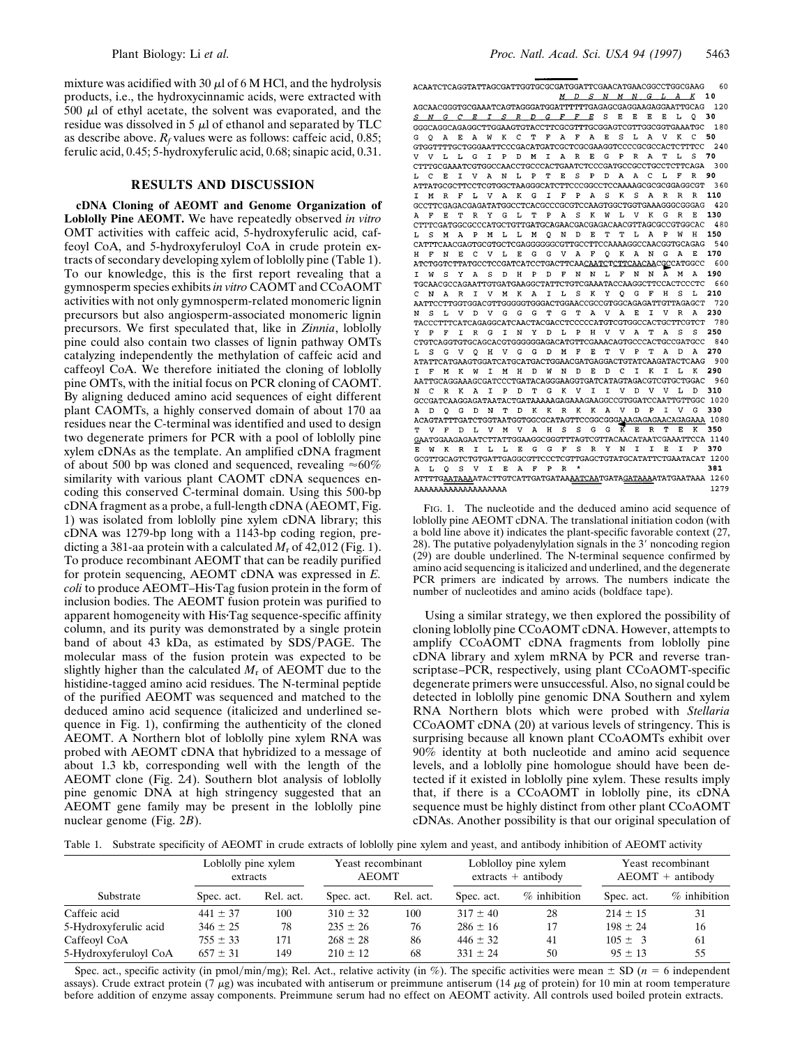mixture was acidified with 30 μl of 6 M HCl, and the hydrolysis products, i.e., the hydroxycinnamic acids, were extracted with 500 μl of ethyl acetate, the solvent was evaporated, and the residue was dissolved in 5 μl of ethanol and separated by TLC as describe above. $R_f$ values were as follows: caffeic acid, 0.85; ferulic acid, 0.45; 5-hydroxyferulic acid, 0.68; sinapic acid, 0.31.

## RESULTS AND DISCUSSION

**cDNA Cloning of AEOMT and Genome Organization of Loblolly Pine AEOMT.** We have repeatedly observed *in vitro* OMT activities with caffeic acid, 5-hydroxyferulic acid, caffeoyl CoA, and 5-hydroxyferuloyl CoA in crude protein extracts of secondary developing xylem of loblolly pine (Table 1). To our knowledge, this is the first report revealing that a gymnosperm species exhibits *in vitro* CAOMT and CCoAOMT activities with not only gymnosperm-related monomeric lignin precursors but also angiosperm-associated monomeric lignin precursors. We first speculated that, like in *Zinnia*, loblolly pine could also contain two classes of lignin pathway OMTs catalyzing independently the methylation of caffeic acid and caffeoyl CoA. We therefore initiated the cloning of loblolly pine OMTs, with the initial focus on PCR cloning of CAOMT. By aligning deduced amino acid sequences of eight different plant CAOMTs, a highly conserved domain of about 170 aa residues near the C-terminal was identified and used to design two degenerate primers for PCR with a pool of loblolly pine xylem cDNAs as the template. An amplified cDNA fragment of about 500 bp was cloned and sequenced, revealing ≈60% similarity with various plant CAOMT cDNA sequences encoding this conserved C-terminal domain. Using this 500-bp cDNA fragment as a probe, a full-length cDNA (AEOMT, Fig. 1) was isolated from loblolly pine xylem cDNA library; this cDNA was 1279-bp long with a 1143-bp coding region, predicting a 381-aa protein with a calculated $M_r$ of 42,012 (Fig. 1). To produce recombinant AEOMT that can be readily purified for protein sequencing, AEOMT cDNA was expressed in *E. coli* to produce AEOMT–His·Tag fusion protein in the form of inclusion bodies. The AEOMT fusion protein was purified to apparent homogeneity with His·Tag sequence-specific affinity column, and its purity was demonstrated by a single protein band of about 43 kDa, as estimated by SDS/PAGE. The molecular mass of the fusion protein was expected to be slightly higher than the calculated $M_r$ of AEOMT due to the histidine-tagged amino acid residues. The N-terminal peptide of the purified AEOMT was sequenced and matched to the deduced amino acid sequence (italicized and underlined sequence in Fig. 1), confirming the authenticity of the cloned AEOMT. A Northern blot of loblolly pine xylem RNA was probed with AEOMT cDNA that hybridized to a message of about 1.3 kb, corresponding well with the length of the AEOMT clone (Fig. 2*A*). Southern blot analysis of loblolly pine genomic DNA at high stringency suggested that an AEOMT gene family may be present in the loblolly pine nuclear genome (Fig. 2*B*).

```
ACAATCTCAGGTATTAGCGATTGGTGCGCGATGGATTCGAACATGAACGGCCTGGCGAAG   60
                               M  D  S  N  M  N  G  L  A  K  10
AGCAACGGGTGCGAAATCAGTAGGGATGGATTTTTTGAGAGCGAGGAAGAGGAATTGCAG  120
 S  N  G  C  E  I  S  R  D  G  F  F  E  S  E  E  E  E  L  Q  30
GGGCAGGCAGAGGCTTGGAAGTGTACCTTCGCGTTTGCGGAGTCGTTGGCGGTGAAATGC  180
 G  Q  A  E  A  W  K  C  T  F  A  F  A  E  S  L  A  V  K  C  50
GTGGTTTTGCTGGGAATTCCCGACATGATCGCTCGCGAAGGTCCCCGCGCCACTCTTTCC  240
 V  V  L  L  G  I  P  D  M  I  A  R  E  G  P  R  A  T  L  S  70
CTTTGCGAAATCGTGGCCAACCTGCCCACTGAATCTCCCGATGCCGCCTGCCTCTTCAGA  300
 L  C  E  I  V  A  N  L  P  T  E  S  P  D  A  A  C  L  F  R  90
ATTATGCGCTTCCTCGTGGCTAAGGGCATCTTCCCGGCCTCCAAAAGCGCGCGGAGGCGT  360
 I  M  R  F  L  V  A  K  G  I  F  P  A  S  K  S  A  R  R  R  110
GCCTTCGAGACGAGATATGGCCTCACGCCCGCGTCCAAGTGGCTGGTGAAAGGGCGGGAG  420
 A  F  E  T  R  Y  G  L  T  P  A  S  K  W  L  V  K  G  R  E  130
CTTTCGATGGCGCCCATGCTGTTGATGCAGAACGACGAGACAACGTTAGCGCCGTGGCAC  480
 L  S  M  A  P  M  L  L  M  Q  N  D  E  T  T  L  A  P  W  H  150
CATTTCAACGAGTGCGTGCTCGAGGGGGGCGTTGCCTTCCAAAAGGCCAACGGTGCAGAG  540
 H  F  N  E  C  V  L  E  G  G  V  A  F  Q  K  A  N  G  A  E  170
ATCTGGTCTTATGCCTCCGATCATCCTGACTTCAACAATCTCTTCAACAACGCCATGGCC  600
 I  W  S  Y  A  S  D  H  P  D  F  N  N  L  F  N  N  A  M  A  190
TGCAACGCCAGAATTGTGATGAAGGCTATTCTGTCGAAATACCAAGGCTTCCACTCCCTC  660
 C  N  A  R  I  V  M  K  A  I  L  S  K  Y  Q  G  F  H  S  L  210
AATTCCTTGGTGGACGTTGGGGGTGGGACTGGAACCGCCGTGGCAGAGATTGTTAGAGCT  720
 N  S  L  V  D  V  G  G  G  T  G  T  A  V  A  E  I  V  R  A  230
TACCCTTTCATCAGAGGCATCAACTACGACCTCCCCCATGTCGTGGCCACTGCTTCGTCT  780
 Y  P  F  I  R  G  I  N  Y  D  L  P  H  V  V  A  T  A  S  S  250
CTGTCAGGTGTGCAGCACGTGGGGGGAGACATGTTCGAAACAGTGCCCACTGCCGATGCC  840
 L  S  G  V  Q  H  V  G  G  D  M  F  E  T  V  P  T  A  D  A  270
ATATTCATGAAGTGGATCATGCATGACTGGAACGATGAGGACTGTATCAAGATACTCAAG  900
 I  F  M  K  W  I  M  H  D  W  N  D  E  D  C  I  K  I  L  K  290
AATTGCAGGAAAGCGATCCCTGATACAGGGAAGGTGATCATAGTAGACGTCGTGCTGGAC  960
 N  C  R  K  A  I  P  D  T  G  K  V  I  I  V  D  V  V  L  D  310
GCCGATCAAGGAGATAATACTGATAAAAAGAGAAAGAAGGCCGTGGATCCAATTGTTGGC 1020
 A  D  Q  G  D  N  T  D  K  K  R  K  K  A  V  D  P  I  V  G  330
ACAGTATTTGATCTGGTAATGGTGGCGCATAGTTCCGGCGGGAAAGAGAGAACAGAGAAA 1080
 T  V  F  D  L  V  M  V  A  H  S  S  G  G  K  E  R  T  E  K  350
GAATGGAAGAGAATCTTATTGGAAGGCGGGTTTAGTCGTTACAACATAATCGAAATTCCA 1140
 E  W  K  R  I  L  L  E  G  G  F  S  R  Y  N  I  I  E  I  P  370
GCGTTGCAGTCTGTGATTGAGGCGTTCCCTCGTTGAGCTGTATGCATATTCTGAATACAT 1200
 A  L  Q  S  V  I  E  A  F  P  R  *                          381
ATTTTGAATAAAATACTTGTCATTGATGATAAAATCAATGATAGATAAAATATGAATAAA 1260
AAAAAAAAAAAAAAAAAAA                                          1279
```

FIG. 1. The nucleotide and the deduced amino acid sequence of loblolly pine AEOMT cDNA. The translational initiation codon (with a bold line above it) indicates the plant-specific favorable context (27, 28). The putative polyadenylylation signals in the 3′ noncoding region (29) are double underlined. The N-terminal sequence confirmed by amino acid sequencing is italicized and underlined, and the degenerate PCR primers are indicated by arrows. The numbers indicate the number of nucleotides and amino acids (boldface tape).

Using a similar strategy, we then explored the possibility of cloning loblolly pine CCoAOMT cDNA. However, attempts to amplify CCoAOMT cDNA fragments from loblolly pine cDNA library and xylem mRNA by PCR and reverse transcriptase–PCR, respectively, using plant CCoAOMT-specific degenerate primers were unsuccessful. Also, no signal could be detected in loblolly pine genomic DNA Southern and xylem RNA Northern blots which were probed with *Stellaria* CCoAOMT cDNA (20) at various levels of stringency. This is surprising because all known plant CCoAOMTs exhibit over 90% identity at both nucleotide and amino acid sequence levels, and a loblolly pine homologue should have been detected if it existed in loblolly pine xylem. These results imply that, if there is a CCoAOMT in loblolly pine, its cDNA sequence must be highly distinct from other plant CCoAOMT cDNAs. Another possibility is that our original speculation of

Table 1. Substrate specificity of AEOMT in crude extracts of loblolly pine xylem and yeast, and antibody inhibition of AEOMT activity

| Substrate | Loblolly pine xylem extracts | | Yeast recombinant AEOMT | | Loblolloy pine xylem extracts + antibody | | Yeast recombinant AEOMT + antibody | |
|---|---|---|---|---|---|---|---|---|
| | Spec. act. | Rel. act. | Spec. act. | Rel. act. | Spec. act. | % inhibition | Spec. act. | % inhibition |
| Caffeic acid | 441 ± 37 | 100 | 310 ± 32 | 100 | 317 ± 40 | 28 | 214 ± 15 | 31 |
| 5-Hydroxyferulic acid | 346 ± 25 | 78 | 235 ± 26 | 76 | 286 ± 16 | 17 | 198 ± 24 | 16 |
| Caffeoyl CoA | 755 ± 33 | 171 | 268 ± 28 | 86 | 446 ± 32 | 41 | 105 ± 3 | 61 |
| 5-Hydroxyferuloyl CoA | 657 ± 31 | 149 | 210 ± 12 | 68 | 331 ± 24 | 50 | 95 ± 13 | 55 |

Spec. act., specific activity (in pmol/min/mg); Rel. Act., relative activity (in %). The specific activities were mean ± SD ($n$ = 6 independent assays). Crude extract protein (7 μg) was incubated with antiserum or preimmune antiserum (14 μg of protein) for 10 min at room temperature before addition of enzyme assay components. Preimmune serum had no effect on AEOMT activity. All controls used boiled protein extracts.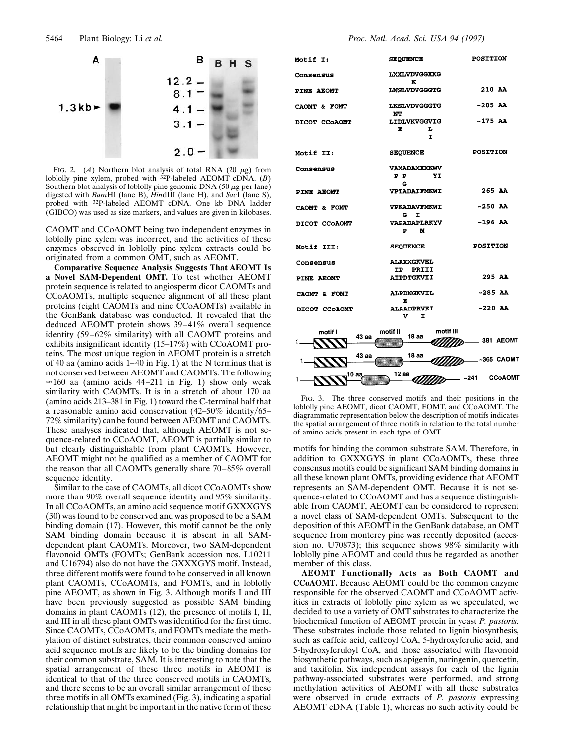FIG. 2. (*A*) Northern blot analysis of total RNA (20 μg) from loblolly pine xylem, probed with $^{32}$P-labeled AEOMT cDNA. (*B*) Southern blot analysis of loblolly pine genomic DNA (50 μg per lane) digested with *Bam*HI (lane B), *Hin*dIII (lane H), and *Sac*I (lane S), probed with $^{32}$P-labeled AEOMT cDNA. One kb DNA ladder (GIBCO) was used as size markers, and values are given in kilobases.

CAOMT and CCoAOMT being two independent enzymes in loblolly pine xylem was incorrect, and the activities of these enzymes observed in loblolly pine xylem extracts could be originated from a common OMT, such as AEOMT.

**Comparative Sequence Analysis Suggests That AEOMT Is a Novel SAM-Dependent OMT.** To test whether AEOMT protein sequence is related to angiosperm dicot CAOMTs and CCoAOMTs, multiple sequence alignment of all these plant proteins (eight CAOMTs and nine CCoAOMTs) available in the GenBank database was conducted. It revealed that the deduced AEOMT protein shows 39–41% overall sequence identity (59–62% similarity) with all CAOMT proteins and exhibits insignificant identity (15–17%) with CCoAOMT proteins. The most unique region in AEOMT protein is a stretch of 40 aa (amino acids 1–40 in Fig. 1) at the N terminus that is not conserved between AEOMT and CAOMTs. The following ≈160 aa (amino acids 44–211 in Fig. 1) show only weak similarity with CAOMTs. It is in a stretch of about 170 aa (amino acids 213–381 in Fig. 1) toward the C-terminal half that a reasonable amino acid conservation (42–50% identity/65–72% similarity) can be found between AEOMT and CAOMTs. These analyses indicated that, although AEOMT is not sequence-related to CCoAOMT, AEOMT is partially similar to but clearly distinguishable from plant CAOMTs. However, AEOMT might not be qualified as a member of CAOMT for the reason that all CAOMTs generally share 70–85% overall sequence identity.

Similar to the case of CAOMTs, all dicot CCoAOMTs show more than 90% overall sequence identity and 95% similarity. In all CCoAOMTs, an amino acid sequence motif GXXXGYS (30) was found to be conserved and was proposed to be a SAM binding domain (17). However, this motif cannot be the only SAM binding domain because it is absent in all SAM-dependent plant CAOMTs. Moreover, two SAM-dependent flavonoid OMTs (FOMTs; GenBank accession nos. L10211 and U16794) also do not have the GXXXGYS motif. Instead, three different motifs were found to be conserved in all known plant CAOMTs, CCoAOMTs, and FOMTs, and in loblolly pine AEOMT, as shown in Fig. 3. Although motifs I and III have been previously suggested as possible SAM binding domains in plant CAOMTs (12), the presence of motifs I, II, and III in all these plant OMTs was identified for the first time. Since CAOMTs, CCoAOMTs, and FOMTs mediate the methylation of distinct substrates, their common conserved amino acid sequence motifs are likely to be the binding domains for their common substrate, SAM. It is interesting to note that the spatial arrangement of these three motifs in AEOMT is identical to that of the three conserved motifs in CAOMTs, and there seems to be an overall similar arrangement of these three motifs in all OMTs examined (Fig. 3), indicating a spatial relationship that might be important in the native form of these

| Motif I: | SEQUENCE | POSITION |
|---|---|---|
| Consensus | LXXLVDVGGXXG (K) | |
| PINE AEOMT | LNSLVDVGGGTG | 210 AA |
| CAOMT & FOMT | LKSLVDVGGGTG (NT) | ~205 AA |
| DICOT CCoAOMT | LIDLVKVGGVIG (E L; I) | ~175 AA |

| Motif II: | SEQUENCE | POSITION |
|---|---|---|
| Consensus | VAXADAXXXKWV (P P YI; G) | |
| PINE AEOMT | VPTADAIFMKWI | 265 AA |
| CAOMT & FOMT | VPKADAVFMKWI (G I) | ~250 AA |
| DICOT CCoAOMT | VAPADAPLRKYV (P M) | ~196 AA |

| Motif III: | SEQUENCE | POSITION |
|---|---|---|
| Consensus | ALAXXGKVEL (IP PRIII) | |
| PINE AEOMT | AIPDTGKVII | 295 AA |
| CAOMT & FOMT | ALPDNGKVIL (E) | ~285 AA |
| DICOT CCoAOMT | ALAADPRVEI (V I) | ~220 AA |

1 — motif I — 43 aa — motif II — 18 aa — motif III — 381 AEOMT
1 — motif I — 43 aa — motif II — 18 aa — motif III — ~365 CAOMT
1 — motif I — 10 aa — motif II — 12 aa — motif III — ~241 CCoAOMT

FIG. 3. The three conserved motifs and their positions in the loblolly pine AEOMT, dicot CAOMT, FOMT, and CCoAOMT. The diagrammatic representation below the description of motifs indicates the spatial arrangement of three motifs in relation to the total number of amino acids present in each type of OMT.

motifs for binding the common substrate SAM. Therefore, in addition to GXXXGYS in plant CCoAOMTs, these three consensus motifs could be significant SAM binding domains in all these known plant OMTs, providing evidence that AEOMT represents an SAM-dependent OMT. Because it is not sequence-related to CCoAOMT and has a sequence distinguishable from CAOMT, AEOMT can be considered to represent a novel class of SAM-dependent OMTs. Subsequent to the deposition of this AEOMT in the GenBank database, an OMT sequence from monterey pine was recently deposited (accession no. U70873); this sequence shows 98% similarity with loblolly pine AEOMT and could thus be regarded as another member of this class.

**AEOMT Functionally Acts as Both CAOMT and CCoAOMT.** Because AEOMT could be the common enzyme responsible for the observed CAOMT and CCoAOMT activities in extracts of loblolly pine xylem as we speculated, we decided to use a variety of OMT substrates to characterize the biochemical function of AEOMT protein in yeast *P. pastoris*. These substrates include those related to lignin biosynthesis, such as caffeic acid, caffeoyl CoA, 5-hydroxyferulic acid, and 5-hydroxyferuloyl CoA, and those associated with flavonoid biosynthetic pathways, such as apigenin, naringenin, quercetin, and taxifolin. Six independent assays for each of the lignin pathway-associated substrates were performed, and strong methylation activities of AEOMT with all these substrates were observed in crude extracts of *P. pastoris* expressing AEOMT cDNA (Table 1), whereas no such activity could be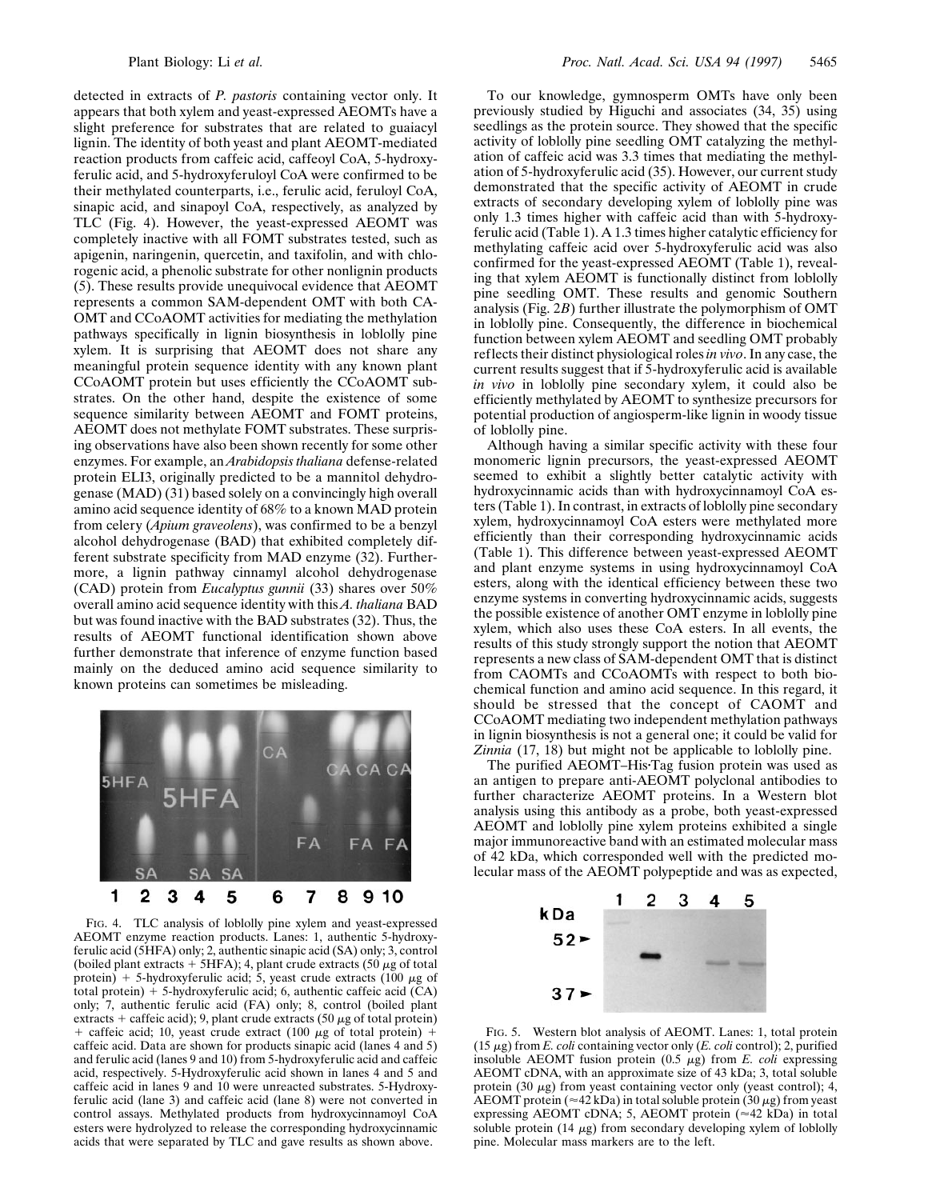detected in extracts of *P. pastoris* containing vector only. It appears that both xylem and yeast-expressed AEOMTs have a slight preference for substrates that are related to guaiacyl lignin. The identity of both yeast and plant AEOMT-mediated reaction products from caffeic acid, caffeoyl CoA, 5-hydroxyferulic acid, and 5-hydroxyferuloyl CoA were confirmed to be their methylated counterparts, i.e., ferulic acid, feruloyl CoA, sinapic acid, and sinapoyl CoA, respectively, as analyzed by TLC (Fig. 4). However, the yeast-expressed AEOMT was completely inactive with all FOMT substrates tested, such as apigenin, naringenin, quercetin, and taxifolin, and with chlorogenic acid, a phenolic substrate for other nonlignin products (5). These results provide unequivocal evidence that AEOMT represents a common SAM-dependent OMT with both CAOMT and CCoAOMT activities for mediating the methylation pathways specifically in lignin biosynthesis in loblolly pine xylem. It is surprising that AEOMT does not share any meaningful protein sequence identity with any known plant CCoAOMT protein but uses efficiently the CCoAOMT substrates. On the other hand, despite the existence of some sequence similarity between AEOMT and FOMT proteins, AEOMT does not methylate FOMT substrates. These surprising observations have also been shown recently for some other enzymes. For example, an *Arabidopsis thaliana* defense-related protein ELI3, originally predicted to be a mannitol dehydrogenase (MAD) (31) based solely on a convincingly high overall amino acid sequence identity of 68% to a known MAD protein from celery (*Apium graveolens*), was confirmed to be a benzyl alcohol dehydrogenase (BAD) that exhibited completely different substrate specificity from MAD enzyme (32). Furthermore, a lignin pathway cinnamyl alcohol dehydrogenase (CAD) protein from *Eucalyptus gunnii* (33) shares over 50% overall amino acid sequence identity with this *A. thaliana* BAD but was found inactive with the BAD substrates (32). Thus, the results of AEOMT functional identification shown above further demonstrate that inference of enzyme function based mainly on the deduced amino acid sequence similarity to known proteins can sometimes be misleading.

FIG. 4. TLC analysis of loblolly pine xylem and yeast-expressed AEOMT enzyme reaction products. Lanes: 1, authentic 5-hydroxyferulic acid (5HFA) only; 2, authentic sinapic acid (SA) only; 3, control (boiled plant extracts + 5HFA); 4, plant crude extracts (50 μg of total protein) + 5-hydroxyferulic acid; 5, yeast crude extracts (100 μg of total protein) + 5-hydroxyferulic acid; 6, authentic caffeic acid (CA) only; 7, authentic ferulic acid (FA) only; 8, control (boiled plant extracts + caffeic acid); 9, plant crude extracts (50 μg of total protein) + caffeic acid; 10, yeast crude extract (100 μg of total protein) + caffeic acid. Data are shown for products sinapic acid (lanes 4 and 5) and ferulic acid (lanes 9 and 10) from 5-hydroxyferulic acid and caffeic acid, respectively. 5-Hydroxyferulic acid shown in lanes 4 and 5 and caffeic acid in lanes 9 and 10 were unreacted substrates. 5-Hydroxyferulic acid (lane 3) and caffeic acid (lane 8) were not converted in control assays. Methylated products from hydroxycinnamoyl CoA esters were hydrolyzed to release the corresponding hydroxycinnamic acids that were separated by TLC and gave results as shown above.

To our knowledge, gymnosperm OMTs have only been previously studied by Higuchi and associates (34, 35) using seedlings as the protein source. They showed that the specific activity of loblolly pine seedling OMT catalyzing the methylation of caffeic acid was 3.3 times that mediating the methylation of 5-hydroxyferulic acid (35). However, our current study demonstrated that the specific activity of AEOMT in crude extracts of secondary developing xylem of loblolly pine was only 1.3 times higher with caffeic acid than with 5-hydroxyferulic acid (Table 1). A 1.3 times higher catalytic efficiency for methylating caffeic acid over 5-hydroxyferulic acid was also confirmed for the yeast-expressed AEOMT (Table 1), revealing that xylem AEOMT is functionally distinct from loblolly pine seedling OMT. These results and genomic Southern analysis (Fig. 2*B*) further illustrate the polymorphism of OMT in loblolly pine. Consequently, the difference in biochemical function between xylem AEOMT and seedling OMT probably reflects their distinct physiological roles *in vivo*. In any case, the current results suggest that if 5-hydroxyferulic acid is available *in vivo* in loblolly pine secondary xylem, it could also be efficiently methylated by AEOMT to synthesize precursors for potential production of angiosperm-like lignin in woody tissue of loblolly pine.

Although having a similar specific activity with these four monomeric lignin precursors, the yeast-expressed AEOMT seemed to exhibit a slightly better catalytic activity with hydroxycinnamic acids than with hydroxycinnamoyl CoA esters (Table 1). In contrast, in extracts of loblolly pine secondary xylem, hydroxycinnamoyl CoA esters were methylated more efficiently than their corresponding hydroxycinnamic acids (Table 1). This difference between yeast-expressed AEOMT and plant enzyme systems in using hydroxycinnamoyl CoA esters, along with the identical efficiency between these two enzyme systems in converting hydroxycinnamic acids, suggests the possible existence of another OMT enzyme in loblolly pine xylem, which also uses these CoA esters. In all events, the results of this study strongly support the notion that AEOMT represents a new class of SAM-dependent OMT that is distinct from CAOMTs and CCoAOMTs with respect to both biochemical function and amino acid sequence. In this regard, it should be stressed that the concept of CAOMT and CCoAOMT mediating two independent methylation pathways in lignin biosynthesis is not a general one; it could be valid for *Zinnia* (17, 18) but might not be applicable to loblolly pine.

The purified AEOMT–His·Tag fusion protein was used as an antigen to prepare anti-AEOMT polyclonal antibodies to further characterize AEOMT proteins. In a Western blot analysis using this antibody as a probe, both yeast-expressed AEOMT and loblolly pine xylem proteins exhibited a single major immunoreactive band with an estimated molecular mass of 42 kDa, which corresponded well with the predicted molecular mass of the AEOMT polypeptide and was as expected,

FIG. 5. Western blot analysis of AEOMT. Lanes: 1, total protein (15 μg) from *E. coli* containing vector only (*E. coli* control); 2, purified insoluble AEOMT fusion protein (0.5 μg) from *E. coli* expressing AEOMT cDNA, with an approximate size of 43 kDa; 3, total soluble protein (30 μg) from yeast containing vector only (yeast control); 4, AEOMT protein (≈42 kDa) in total soluble protein (30 μg) from yeast expressing AEOMT cDNA; 5, AEOMT protein (≈42 kDa) in total soluble protein (14 μg) from secondary developing xylem of loblolly pine. Molecular mass markers are to the left.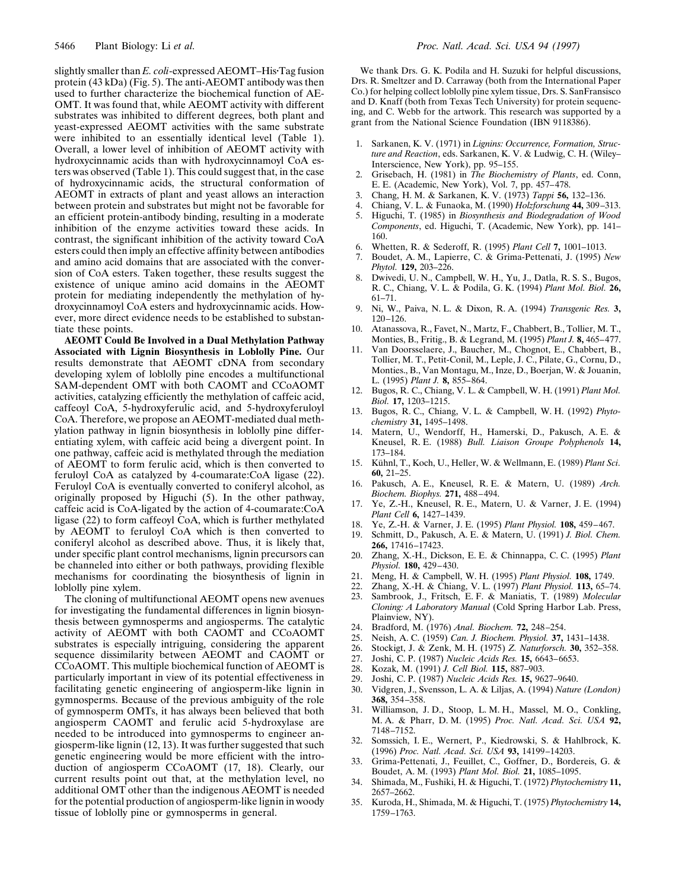slightly smaller than *E. coli*-expressed AEOMT–His·Tag fusion protein (43 kDa) (Fig. 5). The anti-AEOMT antibody was then used to further characterize the biochemical function of AEOMT. It was found that, while AEOMT activity with different substrates was inhibited to different degrees, both plant and yeast-expressed AEOMT activities with the same substrate were inhibited to an essentially identical level (Table 1). Overall, a lower level of inhibition of AEOMT activity with hydroxycinnamic acids than with hydroxycinnamoyl CoA esters was observed (Table 1). This could suggest that, in the case of hydroxycinnamic acids, the structural conformation of AEOMT in extracts of plant and yeast allows an interaction between protein and substrates but might not be favorable for an efficient protein-antibody binding, resulting in a moderate inhibition of the enzyme activities toward these acids. In contrast, the significant inhibition of the activity toward CoA esters could then imply an effective affinity between antibodies and amino acid domains that are associated with the conversion of CoA esters. Taken together, these results suggest the existence of unique amino acid domains in the AEOMT protein for mediating independently the methylation of hydroxycinnamoyl CoA esters and hydroxycinnamic acids. However, more direct evidence needs to be established to substantiate these points.

**AEOMT Could Be Involved in a Dual Methylation Pathway Associated with Lignin Biosynthesis in Loblolly Pine.** Our results demonstrate that AEOMT cDNA from secondary developing xylem of loblolly pine encodes a multifunctional SAM-dependent OMT with both CAOMT and CCoAOMT activities, catalyzing efficiently the methylation of caffeic acid, caffeoyl CoA, 5-hydroxyferulic acid, and 5-hydroxyferuloyl CoA. Therefore, we propose an AEOMT-mediated dual methylation pathway in lignin biosynthesis in loblolly pine differentiating xylem, with caffeic acid being a divergent point. In one pathway, caffeic acid is methylated through the mediation of AEOMT to form ferulic acid, which is then converted to feruloyl CoA as catalyzed by 4-coumarate:CoA ligase (22). Feruloyl CoA is eventually converted to coniferyl alcohol, as originally proposed by Higuchi (5). In the other pathway, caffeic acid is CoA-ligated by the action of 4-coumarate:CoA ligase (22) to form caffeoyl CoA, which is further methylated by AEOMT to feruloyl CoA which is then converted to coniferyl alcohol as described above. Thus, it is likely that, under specific plant control mechanisms, lignin precursors can be channeled into either or both pathways, providing flexible mechanisms for coordinating the biosynthesis of lignin in loblolly pine xylem.

The cloning of multifunctional AEOMT opens new avenues for investigating the fundamental differences in lignin biosynthesis between gymnosperms and angiosperms. The catalytic activity of AEOMT with both CAOMT and CCoAOMT substrates is especially intriguing, considering the apparent sequence dissimilarity between AEOMT and CAOMT or CCoAOMT. This multiple biochemical function of AEOMT is particularly important in view of its potential effectiveness in facilitating genetic engineering of angiosperm-like lignin in gymnosperms. Because of the previous ambiguity of the role of gymnosperm OMTs, it has always been believed that both angiosperm CAOMT and ferulic acid 5-hydroxylase are needed to be introduced into gymnosperms to engineer angiosperm-like lignin (12, 13). It was further suggested that such genetic engineering would be more efficient with the introduction of angiosperm CCoAOMT (17, 18). Clearly, our current results point out that, at the methylation level, no additional OMT other than the indigenous AEOMT is needed for the potential production of angiosperm-like lignin in woody tissue of loblolly pine or gymnosperms in general.

We thank Drs. G. K. Podila and H. Suzuki for helpful discussions, Drs. R. Smeltzer and D. Carraway (both from the International Paper Co.) for helping collect loblolly pine xylem tissue, Drs. S. SanFransisco and D. Knaff (both from Texas Tech University) for protein sequencing, and C. Webb for the artwork. This research was supported by a grant from the National Science Foundation (IBN 9118386).

1. Sarkanen, K. V. (1971) in *Lignins: Occurrence, Formation, Structure and Reaction*, eds. Sarkanen, K. V. & Ludwig, C. H. (Wiley–Interscience, New York), pp. 95–155.
2. Grisebach, H. (1981) in *The Biochemistry of Plants*, ed. Conn, E. E. (Academic, New York), Vol. 7, pp. 457–478.
3. Chang, H. M. & Sarkanen, K. V. (1973) *Tappi* **56,** 132–136.
4. Chiang, V. L. & Funaoka, M. (1990) *Holzforschung* **44,** 309–313.
5. Higuchi, T. (1985) in *Biosynthesis and Biodegradation of Wood Components*, ed. Higuchi, T. (Academic, New York), pp. 141–160.
6. Whetten, R. & Sederoff, R. (1995) *Plant Cell* **7,** 1001–1013.
7. Boudet, A. M., Lapierre, C. & Grima-Pettenati, J. (1995) *New Phytol.* **129,** 203–226.
8. Dwivedi, U. N., Campbell, W. H., Yu, J., Datla, R. S. S., Bugos, R. C., Chiang, V. L. & Podila, G. K. (1994) *Plant Mol. Biol.* **26,** 61–71.
9. Ni, W., Paiva, N. L. & Dixon, R. A. (1994) *Transgenic Res.* **3,** 120–126.
10. Atanassova, R., Favet, N., Martz, F., Chabbert, B., Tollier, M. T., Monties, B., Fritig., B. & Legrand, M. (1995) *Plant J.* **8,** 465–477.
11. Van Doorsselaere, J., Baucher, M., Chognot, E., Chabbert, B., Tollier, M. T., Petit-Conil, M., Leple, J. C., Pilate, G., Cornu, D., Monties., B., Van Montagu, M., Inze, D., Boerjan, W. & Jouanin, L. (1995) *Plant J.* **8,** 855–864.
12. Bugos, R. C., Chiang, V. L. & Campbell, W. H. (1991) *Plant Mol. Biol.* **17,** 1203–1215.
13. Bugos, R. C., Chiang, V. L. & Campbell, W. H. (1992) *Phytochemistry* **31,** 1495–1498.
14. Matern, U., Wendorff, H., Hamerski, D., Pakusch, A. E. & Kneusel, R. E. (1988) *Bull. Liaison Groupe Polyphenols* **14,** 173–184.
15. Kühnl, T., Koch, U., Heller, W. & Wellmann, E. (1989) *Plant Sci.* **60,** 21–25.
16. Pakusch, A. E., Kneusel, R. E. & Matern, U. (1989) *Arch. Biochem. Biophys.* **271,** 488–494.
17. Ye, Z.-H., Kneusel, R. E., Matern, U. & Varner, J. E. (1994) *Plant Cell* **6,** 1427–1439.
18. Ye, Z.-H. & Varner, J. E. (1995) *Plant Physiol.* **108,** 459–467.
19. Schmitt, D., Pakusch, A. E. & Matern, U. (1991) *J. Biol. Chem.* **266,** 17416–17423.
20. Zhang, X.-H., Dickson, E. E. & Chinnappa, C. C. (1995) *Plant Physiol.* **180,** 429–430.
21. Meng, H. & Campbell, W. H. (1995) *Plant Physiol.* **108,** 1749.
22. Zhang, X.-H. & Chiang, V. L. (1997) *Plant Physiol.* **113,** 65–74.
23. Sambrook, J., Fritsch, E. F. & Maniatis, T. (1989) *Molecular Cloning: A Laboratory Manual* (Cold Spring Harbor Lab. Press, Plainview, NY).
24. Bradford, M. (1976) *Anal. Biochem.* **72,** 248–254.
25. Neish, A. C. (1959) *Can. J. Biochem. Physiol.* **37,** 1431–1438.
26. Stockigt, J. & Zenk, M. H. (1975) *Z. Naturforsch.* **30,** 352–358.
27. Joshi, C. P. (1987) *Nucleic Acids Res.* **15,** 6643–6653.
28. Kozak, M. (1991) *J. Cell Biol.* **115,** 887–903.
29. Joshi, C. P. (1987) *Nucleic Acids Res.* **15,** 9627–9640.
30. Vidgren, J., Svensson, L. A. & Liljas, A. (1994) *Nature (London)* **368,** 354–358.
31. Williamson, J. D., Stoop, L. M. H., Massel, M. O., Conkling, M. A. & Pharr, D. M. (1995) *Proc. Natl. Acad. Sci. USA* **92,** 7148–7152.
32. Somssich, I. E., Wernert, P., Kiedrowski, S. & Hahlbrock, K. (1996) *Proc. Natl. Acad. Sci. USA* **93,** 14199–14203.
33. Grima-Pettenati, J., Feuillet, C., Goffner, D., Bordereis, G. & Boudet, A. M. (1993) *Plant Mol. Biol.* **21,** 1085–1095.
34. Shimada, M., Fushiki, H. & Higuchi, T. (1972) *Phytochemistry* **11,** 2657–2662.
35. Kuroda, H., Shimada, M. & Higuchi, T. (1975) *Phytochemistry* **14,** 1759–1763.